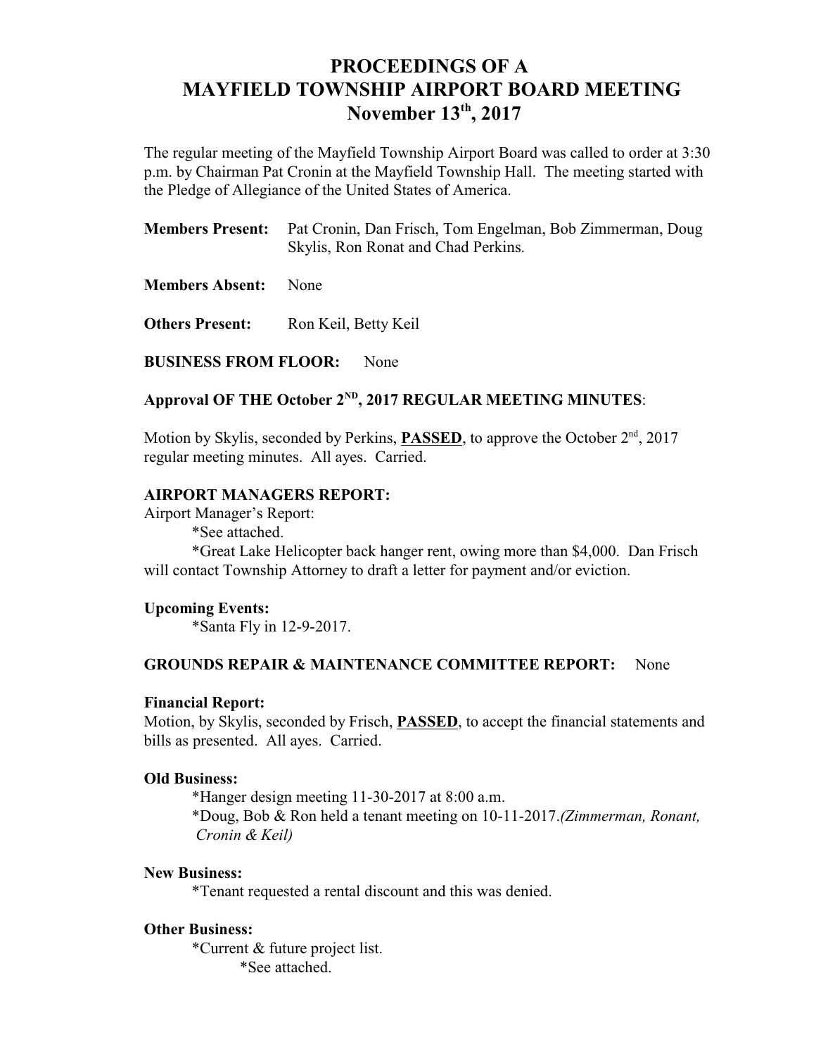# PROCEEDINGS OF A MAYFIELD TOWNSHIP AIRPORT BOARD MEETING

## November 13th, 2017

The regular meeting of the Mayfield Township Airport Board was called to order at 3:30 p.m. by Chairman Pat Cronin at the Mayfield Township Hall. The meeting started with the Pledge of Allegiance of the United States of America.

**Members Present:** Pat Cronin, Dan Frisch, Tom Engelman, Bob Zimmerman, Doug Skylis, Ron Ronat and Chad Perkins.

**Members Absent:** None

**Others Present:** Ron Keil, Betty Keil

**BUSINESS FROM FLOOR:** None

**Approval OF THE October 2ND, 2017 REGULAR MEETING MINUTES**:

Motion by Skylis, seconded by Perkins, **PASSED**, to approve the October 2nd, 2017 regular meeting minutes. All ayes. Carried.

**AIRPORT MANAGERS REPORT:**

Airport Manager's Report:

*See attached.

*Great Lake Helicopter back hanger rent, owing more than $4,000. Dan Frisch will contact Township Attorney to draft a letter for payment and/or eviction.

**Upcoming Events:**

*Santa Fly in 12-9-2017.

**GROUNDS REPAIR & MAINTENANCE COMMITTEE REPORT:** None

**Financial Report:**

Motion, by Skylis, seconded by Frisch, **PASSED**, to accept the financial statements and bills as presented. All ayes. Carried.

**Old Business:**

*Hanger design meeting 11-30-2017 at 8:00 a.m.

*Doug, Bob & Ron held a tenant meeting on 10-11-2017.*(Zimmerman, Ronant, Cronin & Keil)*

**New Business:**

*Tenant requested a rental discount and this was denied.

**Other Business:**

*Current & future project list.

*See attached.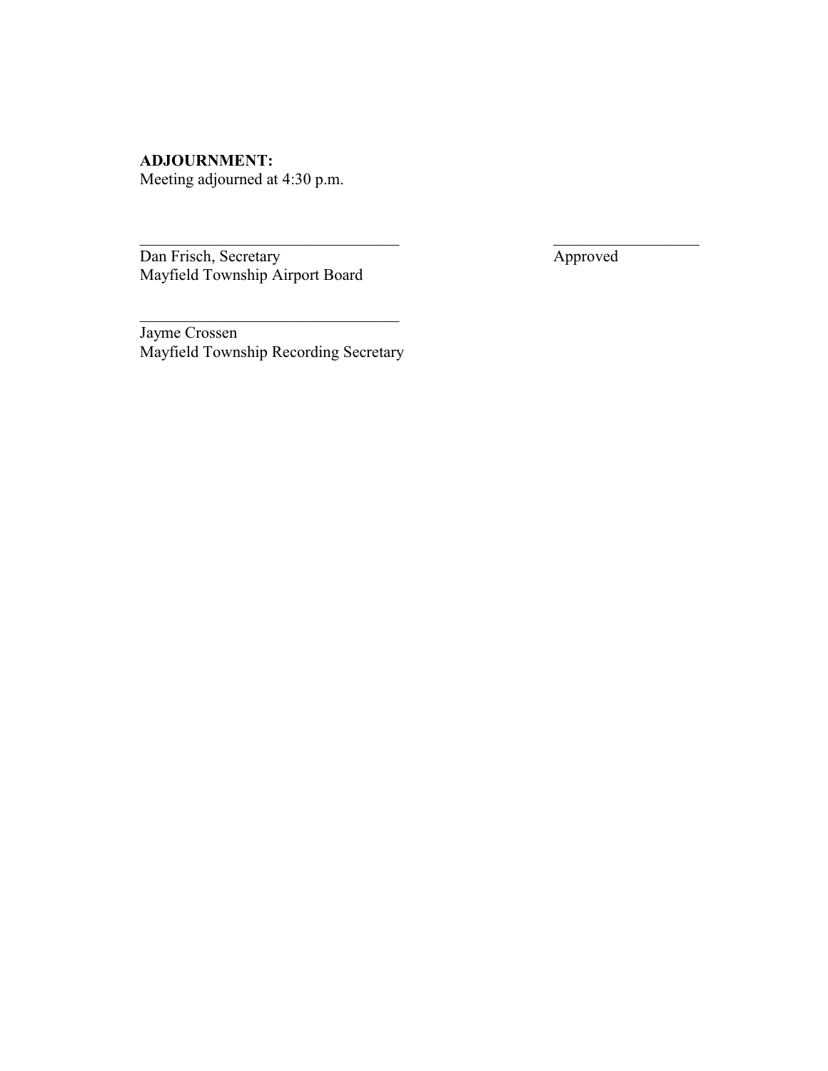**ADJOURNMENT:**
Meeting adjourned at 4:30 p.m.

\_\_\_\_\_\_\_\_\_\_\_\_\_\_\_\_\_\_\_\_\_\_\_\_\_\_\_\_\_\_\_\_\_
Dan Frisch, Secretary
Mayfield Township Airport Board

\_\_\_\_\_\_\_\_\_\_\_\_\_\_\_\_\_\_
Approved

\_\_\_\_\_\_\_\_\_\_\_\_\_\_\_\_\_\_\_\_\_\_\_\_\_\_\_\_\_\_\_\_\_
Jayme Crossen
Mayfield Township Recording Secretary